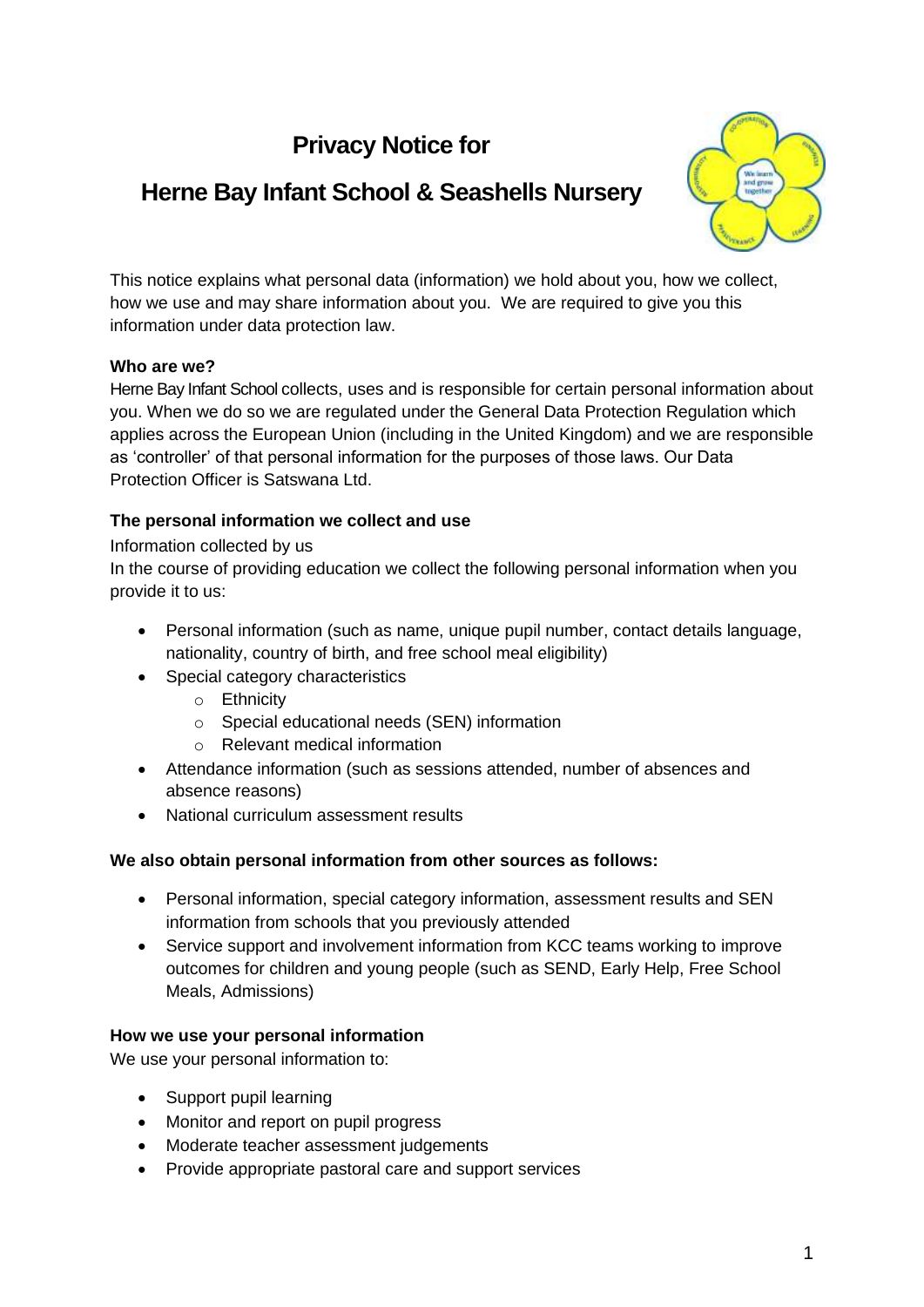# Privacy Notice for

# Herne Bay Infant School & Seashells Nursery

This notice explains what personal data (information) we hold about you, how we collect, how we use and may share information about you. We are required to give you this information under data protection law.

**Who are we?**

Herne Bay Infant School collects, uses and is responsible for certain personal information about you. When we do so we are regulated under the General Data Protection Regulation which applies across the European Union (including in the United Kingdom) and we are responsible as 'controller' of that personal information for the purposes of those laws. Our Data Protection Officer is Satswana Ltd.

**The personal information we collect and use**

Information collected by us

In the course of providing education we collect the following personal information when you provide it to us:

- Personal information (such as name, unique pupil number, contact details language, nationality, country of birth, and free school meal eligibility)
- Special category characteristics
  - Ethnicity
  - Special educational needs (SEN) information
  - Relevant medical information
- Attendance information (such as sessions attended, number of absences and absence reasons)
- National curriculum assessment results

**We also obtain personal information from other sources as follows:**

- Personal information, special category information, assessment results and SEN information from schools that you previously attended
- Service support and involvement information from KCC teams working to improve outcomes for children and young people (such as SEND, Early Help, Free School Meals, Admissions)

**How we use your personal information**

We use your personal information to:

- Support pupil learning
- Monitor and report on pupil progress
- Moderate teacher assessment judgements
- Provide appropriate pastoral care and support services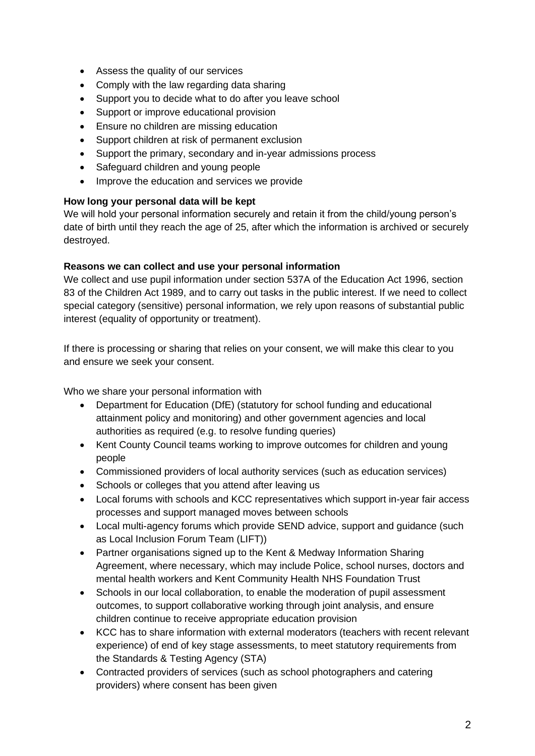- Assess the quality of our services
- Comply with the law regarding data sharing
- Support you to decide what to do after you leave school
- Support or improve educational provision
- Ensure no children are missing education
- Support children at risk of permanent exclusion
- Support the primary, secondary and in-year admissions process
- Safeguard children and young people
- Improve the education and services we provide

**How long your personal data will be kept**
We will hold your personal information securely and retain it from the child/young person's date of birth until they reach the age of 25, after which the information is archived or securely destroyed.

**Reasons we can collect and use your personal information**
We collect and use pupil information under section 537A of the Education Act 1996, section 83 of the Children Act 1989, and to carry out tasks in the public interest. If we need to collect special category (sensitive) personal information, we rely upon reasons of substantial public interest (equality of opportunity or treatment).

If there is processing or sharing that relies on your consent, we will make this clear to you and ensure we seek your consent.

Who we share your personal information with

- Department for Education (DfE) (statutory for school funding and educational attainment policy and monitoring) and other government agencies and local authorities as required (e.g. to resolve funding queries)
- Kent County Council teams working to improve outcomes for children and young people
- Commissioned providers of local authority services (such as education services)
- Schools or colleges that you attend after leaving us
- Local forums with schools and KCC representatives which support in-year fair access processes and support managed moves between schools
- Local multi-agency forums which provide SEND advice, support and guidance (such as Local Inclusion Forum Team (LIFT))
- Partner organisations signed up to the Kent & Medway Information Sharing Agreement, where necessary, which may include Police, school nurses, doctors and mental health workers and Kent Community Health NHS Foundation Trust
- Schools in our local collaboration, to enable the moderation of pupil assessment outcomes, to support collaborative working through joint analysis, and ensure children continue to receive appropriate education provision
- KCC has to share information with external moderators (teachers with recent relevant experience) of end of key stage assessments, to meet statutory requirements from the Standards & Testing Agency (STA)
- Contracted providers of services (such as school photographers and catering providers) where consent has been given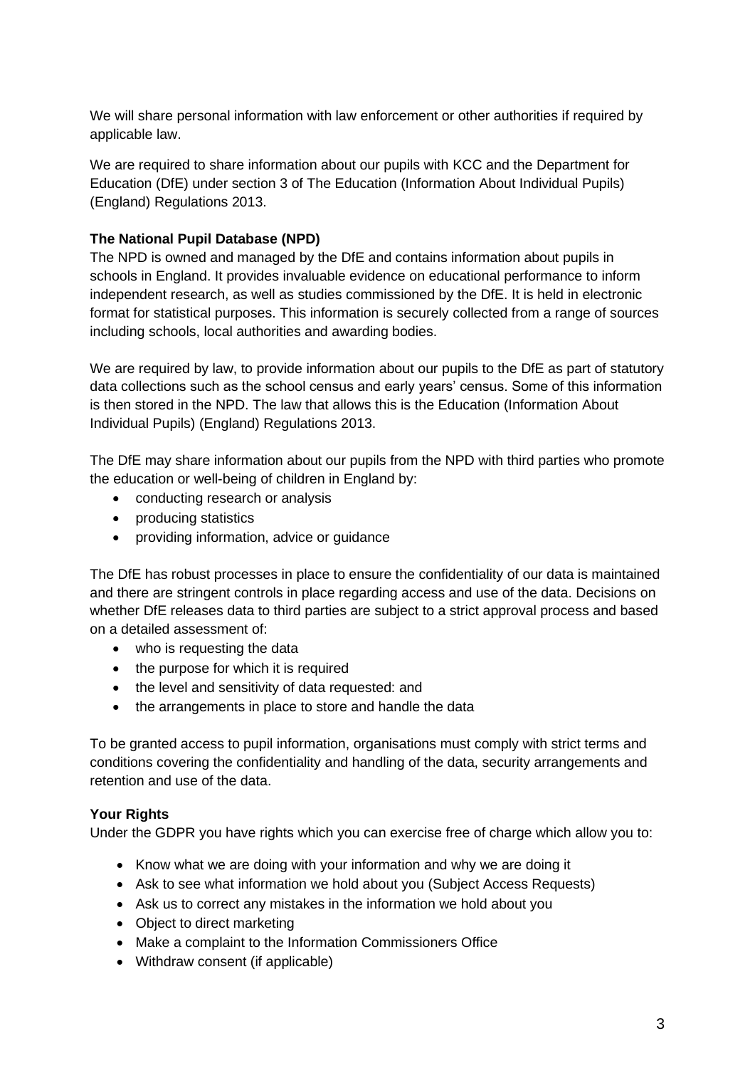We will share personal information with law enforcement or other authorities if required by applicable law.

We are required to share information about our pupils with KCC and the Department for Education (DfE) under section 3 of The Education (Information About Individual Pupils) (England) Regulations 2013.

**The National Pupil Database (NPD)**

The NPD is owned and managed by the DfE and contains information about pupils in schools in England. It provides invaluable evidence on educational performance to inform independent research, as well as studies commissioned by the DfE. It is held in electronic format for statistical purposes. This information is securely collected from a range of sources including schools, local authorities and awarding bodies.

We are required by law, to provide information about our pupils to the DfE as part of statutory data collections such as the school census and early years' census. Some of this information is then stored in the NPD. The law that allows this is the Education (Information About Individual Pupils) (England) Regulations 2013.

The DfE may share information about our pupils from the NPD with third parties who promote the education or well-being of children in England by:

- conducting research or analysis
- producing statistics
- providing information, advice or guidance

The DfE has robust processes in place to ensure the confidentiality of our data is maintained and there are stringent controls in place regarding access and use of the data. Decisions on whether DfE releases data to third parties are subject to a strict approval process and based on a detailed assessment of:

- who is requesting the data
- the purpose for which it is required
- the level and sensitivity of data requested: and
- the arrangements in place to store and handle the data

To be granted access to pupil information, organisations must comply with strict terms and conditions covering the confidentiality and handling of the data, security arrangements and retention and use of the data.

**Your Rights**

Under the GDPR you have rights which you can exercise free of charge which allow you to:

- Know what we are doing with your information and why we are doing it
- Ask to see what information we hold about you (Subject Access Requests)
- Ask us to correct any mistakes in the information we hold about you
- Object to direct marketing
- Make a complaint to the Information Commissioners Office
- Withdraw consent (if applicable)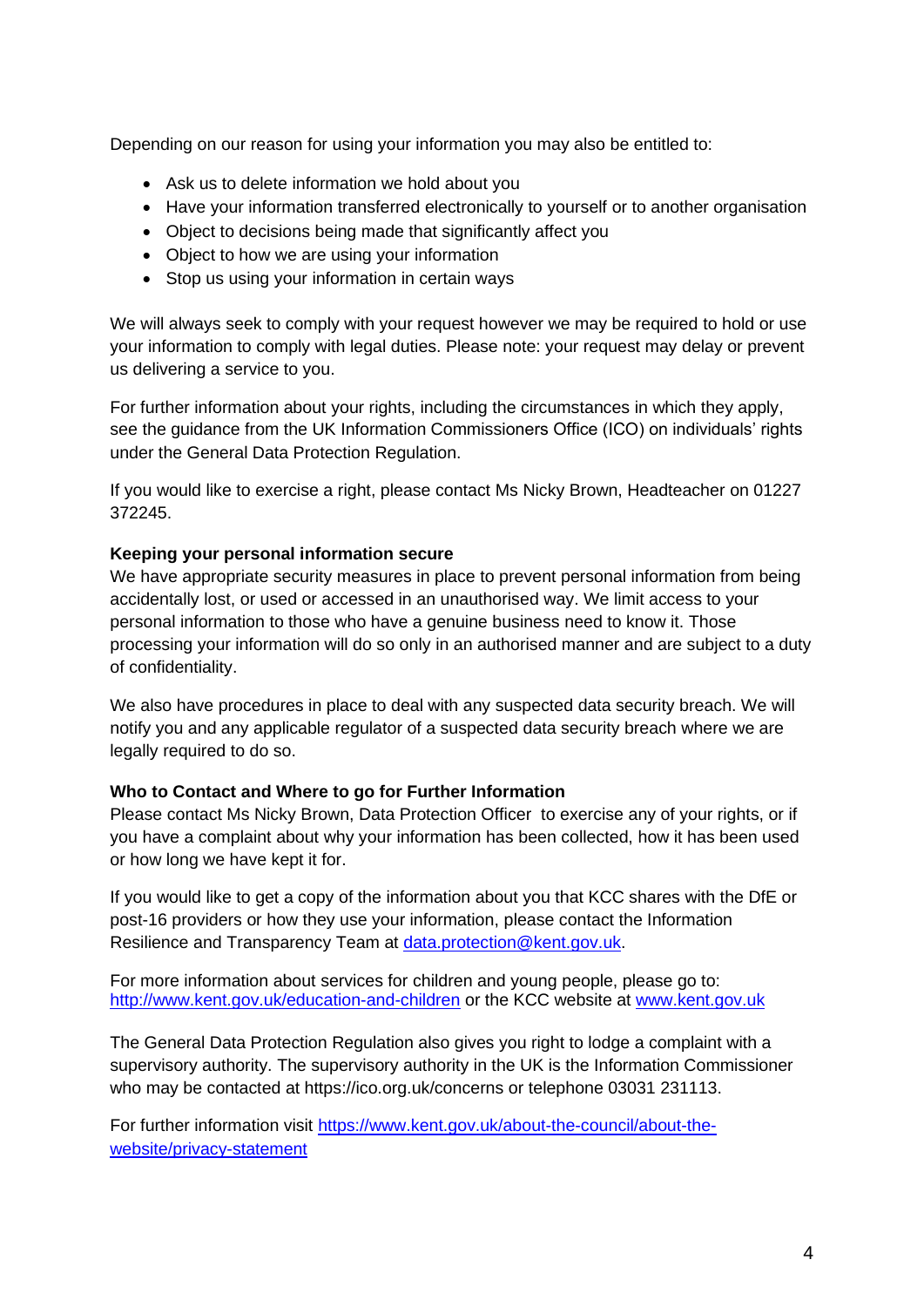Depending on our reason for using your information you may also be entitled to:

- Ask us to delete information we hold about you
- Have your information transferred electronically to yourself or to another organisation
- Object to decisions being made that significantly affect you
- Object to how we are using your information
- Stop us using your information in certain ways

We will always seek to comply with your request however we may be required to hold or use your information to comply with legal duties. Please note: your request may delay or prevent us delivering a service to you.

For further information about your rights, including the circumstances in which they apply, see the guidance from the UK Information Commissioners Office (ICO) on individuals' rights under the General Data Protection Regulation.

If you would like to exercise a right, please contact Ms Nicky Brown, Headteacher on 01227 372245.

**Keeping your personal information secure**

We have appropriate security measures in place to prevent personal information from being accidentally lost, or used or accessed in an unauthorised way. We limit access to your personal information to those who have a genuine business need to know it. Those processing your information will do so only in an authorised manner and are subject to a duty of confidentiality.

We also have procedures in place to deal with any suspected data security breach. We will notify you and any applicable regulator of a suspected data security breach where we are legally required to do so.

**Who to Contact and Where to go for Further Information**

Please contact Ms Nicky Brown, Data Protection Officer to exercise any of your rights, or if you have a complaint about why your information has been collected, how it has been used or how long we have kept it for.

If you would like to get a copy of the information about you that KCC shares with the DfE or post-16 providers or how they use your information, please contact the Information Resilience and Transparency Team at [data.protection@kent.gov.uk](mailto:data.protection@kent.gov.uk).

For more information about services for children and young people, please go to: [http://www.kent.gov.uk/education-and-children](http://www.kent.gov.uk/education-and-children) or the KCC website at [www.kent.gov.uk](http://www.kent.gov.uk)

The General Data Protection Regulation also gives you right to lodge a complaint with a supervisory authority. The supervisory authority in the UK is the Information Commissioner who may be contacted at https://ico.org.uk/concerns or telephone 03031 231113.

For further information visit [https://www.kent.gov.uk/about-the-council/about-the-website/privacy-statement](https://www.kent.gov.uk/about-the-council/about-the-website/privacy-statement)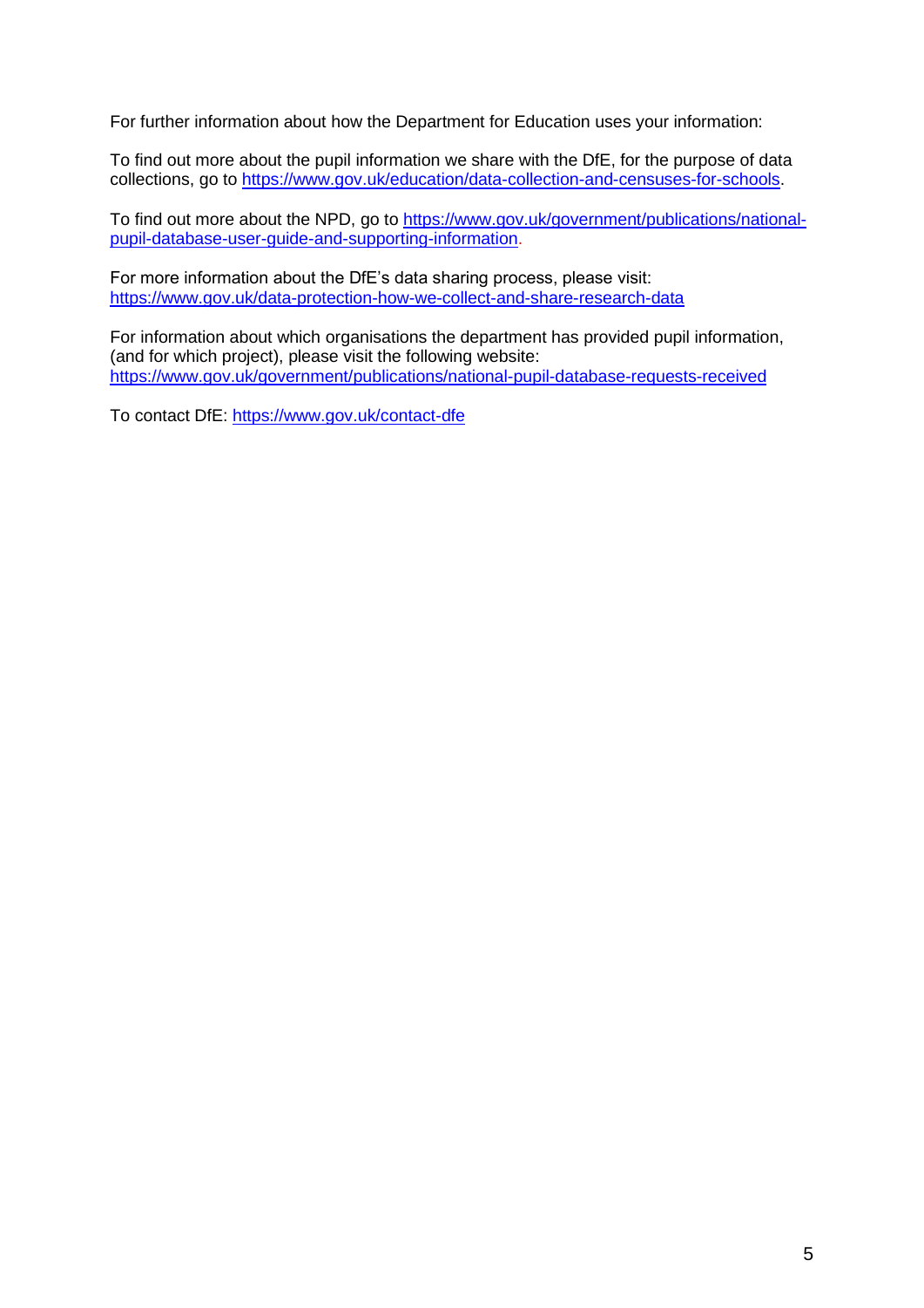For further information about how the Department for Education uses your information:

To find out more about the pupil information we share with the DfE, for the purpose of data collections, go to https://www.gov.uk/education/data-collection-and-censuses-for-schools.

To find out more about the NPD, go to https://www.gov.uk/government/publications/national-pupil-database-user-guide-and-supporting-information.

For more information about the DfE's data sharing process, please visit:
https://www.gov.uk/data-protection-how-we-collect-and-share-research-data

For information about which organisations the department has provided pupil information, (and for which project), please visit the following website:
https://www.gov.uk/government/publications/national-pupil-database-requests-received

To contact DfE: https://www.gov.uk/contact-dfe